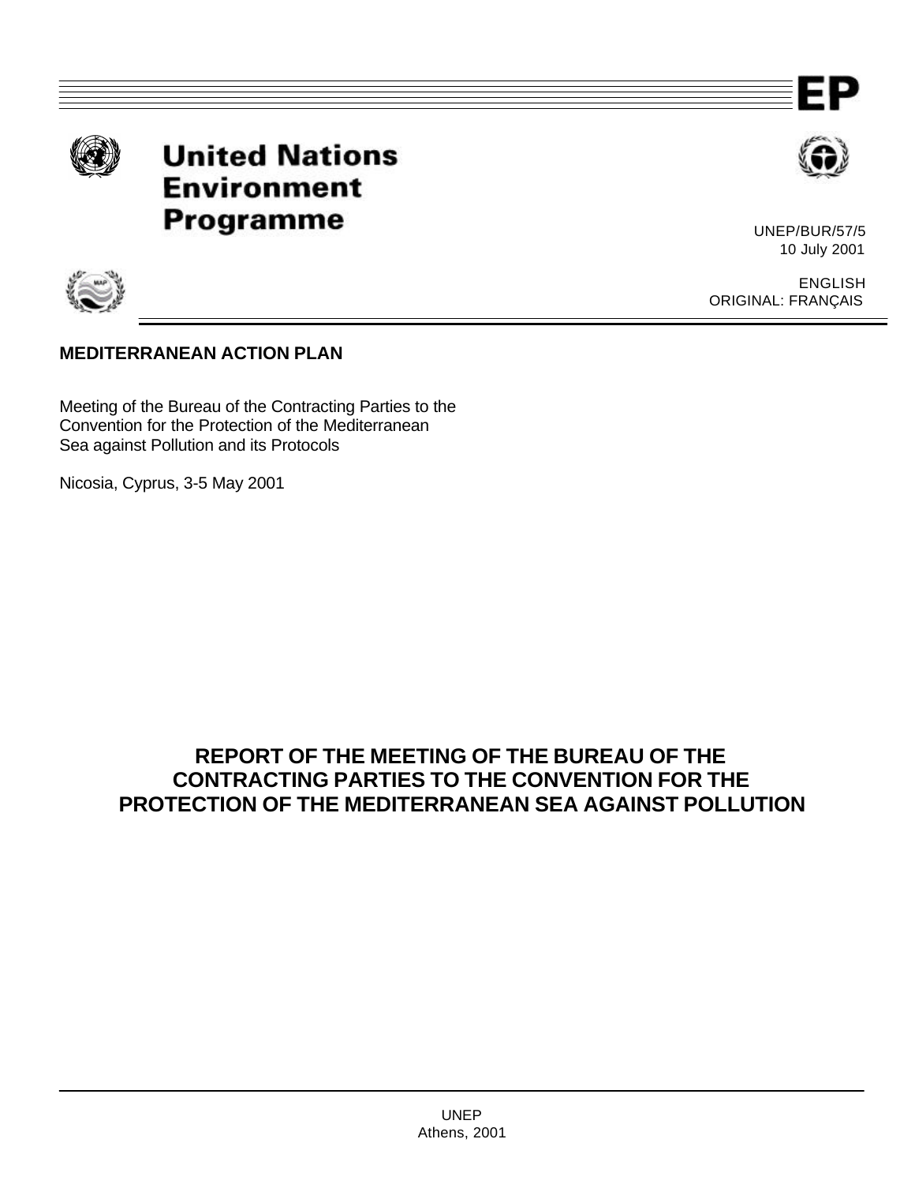EP

# United Nations Environment Programme

UNEP/BUR/57/5
10 July 2001

ENGLISH
ORIGINAL: FRANÇAIS

**MEDITERRANEAN ACTION PLAN**

Meeting of the Bureau of the Contracting Parties to the Convention for the Protection of the Mediterranean Sea against Pollution and its Protocols

Nicosia, Cyprus, 3-5 May 2001

## REPORT OF THE MEETING OF THE BUREAU OF THE CONTRACTING PARTIES TO THE CONVENTION FOR THE PROTECTION OF THE MEDITERRANEAN SEA AGAINST POLLUTION

UNEP
Athens, 2001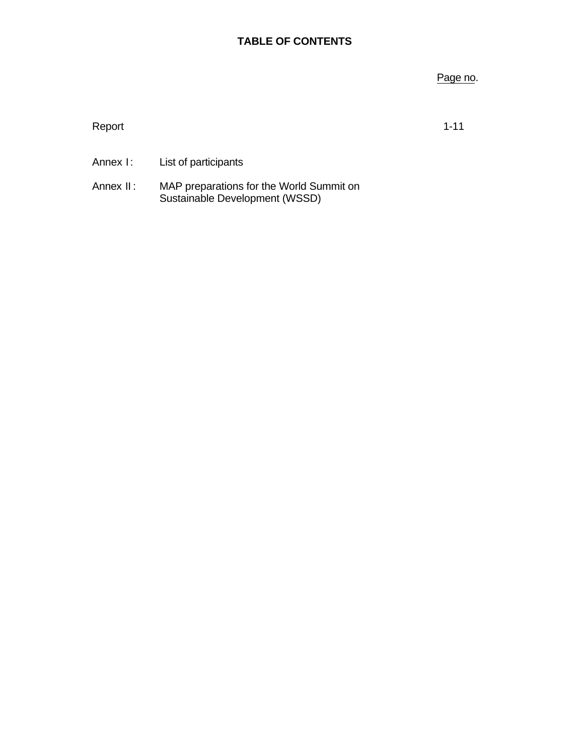# TABLE OF CONTENTS

| | | Page no. |
|---|---|---|
| Report | | 1-11 |
| Annex I: | List of participants | |
| Annex II: | MAP preparations for the World Summit on Sustainable Development (WSSD) | |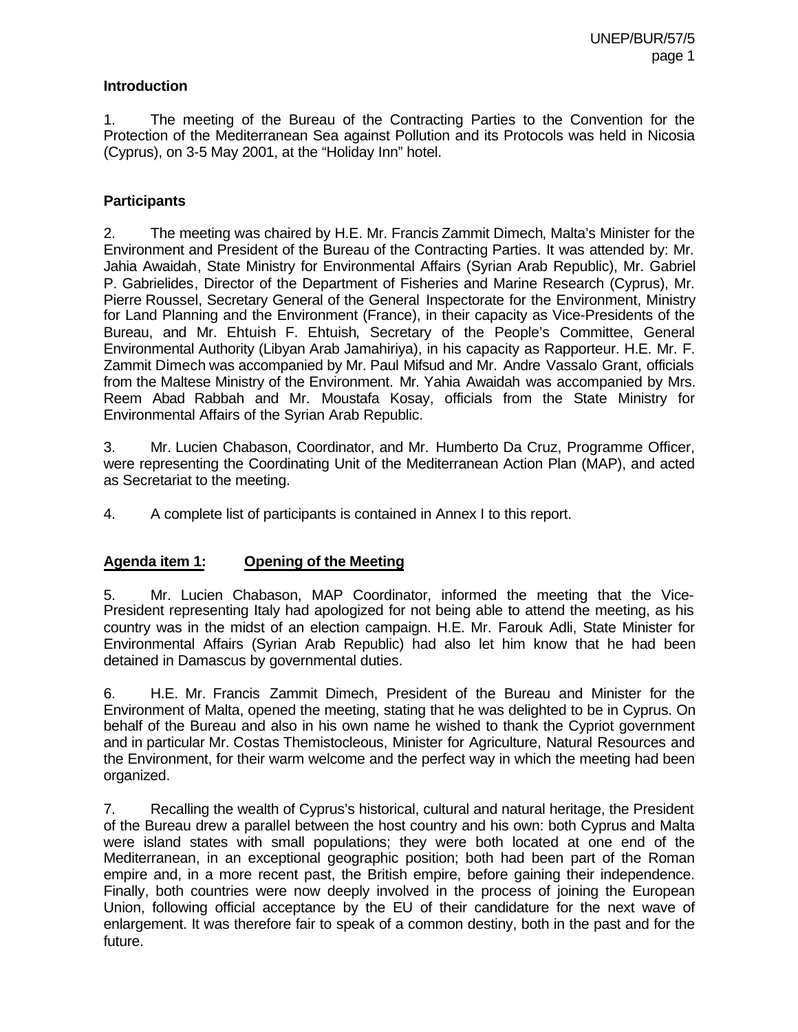**Introduction**

1. The meeting of the Bureau of the Contracting Parties to the Convention for the Protection of the Mediterranean Sea against Pollution and its Protocols was held in Nicosia (Cyprus), on 3-5 May 2001, at the "Holiday Inn" hotel.

**Participants**

2. The meeting was chaired by H.E. Mr. Francis Zammit Dimech, Malta's Minister for the Environment and President of the Bureau of the Contracting Parties. It was attended by: Mr. Jahia Awaidah, State Ministry for Environmental Affairs (Syrian Arab Republic), Mr. Gabriel P. Gabrielides, Director of the Department of Fisheries and Marine Research (Cyprus), Mr. Pierre Roussel, Secretary General of the General Inspectorate for the Environment, Ministry for Land Planning and the Environment (France), in their capacity as Vice-Presidents of the Bureau, and Mr. Ehtuish F. Ehtuish, Secretary of the People's Committee, General Environmental Authority (Libyan Arab Jamahiriya), in his capacity as Rapporteur. H.E. Mr. F. Zammit Dimech was accompanied by Mr. Paul Mifsud and Mr. Andre Vassalo Grant, officials from the Maltese Ministry of the Environment. Mr. Yahia Awaidah was accompanied by Mrs. Reem Abad Rabbah and Mr. Moustafa Kosay, officials from the State Ministry for Environmental Affairs of the Syrian Arab Republic.

3. Mr. Lucien Chabason, Coordinator, and Mr. Humberto Da Cruz, Programme Officer, were representing the Coordinating Unit of the Mediterranean Action Plan (MAP), and acted as Secretariat to the meeting.

4. A complete list of participants is contained in Annex I to this report.

**Agenda item 1: Opening of the Meeting**

5. Mr. Lucien Chabason, MAP Coordinator, informed the meeting that the Vice-President representing Italy had apologized for not being able to attend the meeting, as his country was in the midst of an election campaign. H.E. Mr. Farouk Adli, State Minister for Environmental Affairs (Syrian Arab Republic) had also let him know that he had been detained in Damascus by governmental duties.

6. H.E. Mr. Francis Zammit Dimech, President of the Bureau and Minister for the Environment of Malta, opened the meeting, stating that he was delighted to be in Cyprus. On behalf of the Bureau and also in his own name he wished to thank the Cypriot government and in particular Mr. Costas Themistocleous, Minister for Agriculture, Natural Resources and the Environment, for their warm welcome and the perfect way in which the meeting had been organized.

7. Recalling the wealth of Cyprus's historical, cultural and natural heritage, the President of the Bureau drew a parallel between the host country and his own: both Cyprus and Malta were island states with small populations; they were both located at one end of the Mediterranean, in an exceptional geographic position; both had been part of the Roman empire and, in a more recent past, the British empire, before gaining their independence. Finally, both countries were now deeply involved in the process of joining the European Union, following official acceptance by the EU of their candidature for the next wave of enlargement. It was therefore fair to speak of a common destiny, both in the past and for the future.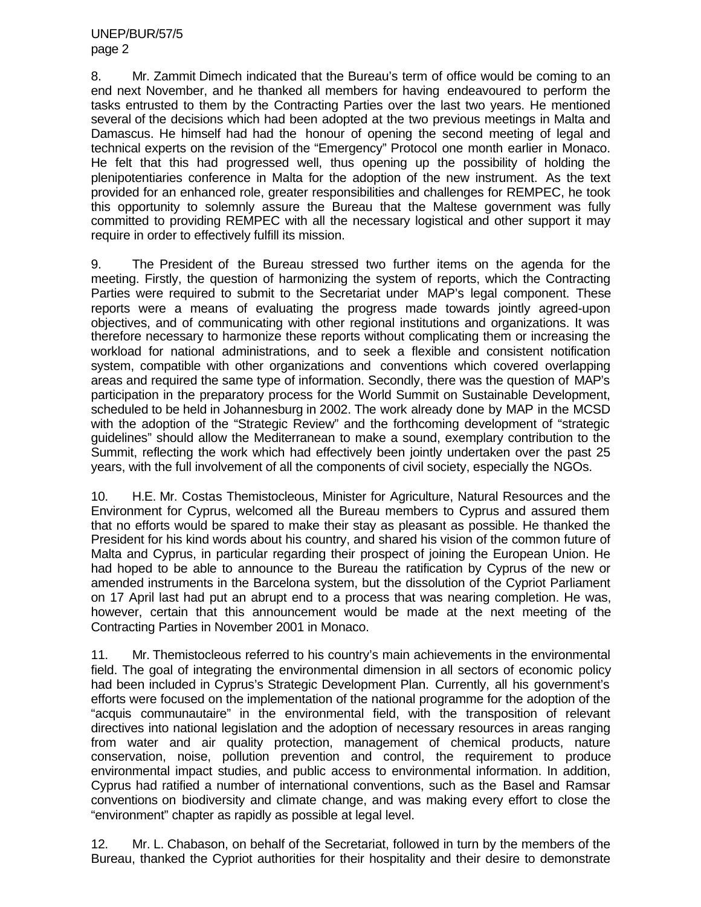8. Mr. Zammit Dimech indicated that the Bureau's term of office would be coming to an end next November, and he thanked all members for having endeavoured to perform the tasks entrusted to them by the Contracting Parties over the last two years. He mentioned several of the decisions which had been adopted at the two previous meetings in Malta and Damascus. He himself had had the honour of opening the second meeting of legal and technical experts on the revision of the "Emergency" Protocol one month earlier in Monaco. He felt that this had progressed well, thus opening up the possibility of holding the plenipotentiaries conference in Malta for the adoption of the new instrument. As the text provided for an enhanced role, greater responsibilities and challenges for REMPEC, he took this opportunity to solemnly assure the Bureau that the Maltese government was fully committed to providing REMPEC with all the necessary logistical and other support it may require in order to effectively fulfill its mission.

9. The President of the Bureau stressed two further items on the agenda for the meeting. Firstly, the question of harmonizing the system of reports, which the Contracting Parties were required to submit to the Secretariat under MAP's legal component. These reports were a means of evaluating the progress made towards jointly agreed-upon objectives, and of communicating with other regional institutions and organizations. It was therefore necessary to harmonize these reports without complicating them or increasing the workload for national administrations, and to seek a flexible and consistent notification system, compatible with other organizations and conventions which covered overlapping areas and required the same type of information. Secondly, there was the question of MAP's participation in the preparatory process for the World Summit on Sustainable Development, scheduled to be held in Johannesburg in 2002. The work already done by MAP in the MCSD with the adoption of the "Strategic Review" and the forthcoming development of "strategic guidelines" should allow the Mediterranean to make a sound, exemplary contribution to the Summit, reflecting the work which had effectively been jointly undertaken over the past 25 years, with the full involvement of all the components of civil society, especially the NGOs.

10. H.E. Mr. Costas Themistocleous, Minister for Agriculture, Natural Resources and the Environment for Cyprus, welcomed all the Bureau members to Cyprus and assured them that no efforts would be spared to make their stay as pleasant as possible. He thanked the President for his kind words about his country, and shared his vision of the common future of Malta and Cyprus, in particular regarding their prospect of joining the European Union. He had hoped to be able to announce to the Bureau the ratification by Cyprus of the new or amended instruments in the Barcelona system, but the dissolution of the Cypriot Parliament on 17 April last had put an abrupt end to a process that was nearing completion. He was, however, certain that this announcement would be made at the next meeting of the Contracting Parties in November 2001 in Monaco.

11. Mr. Themistocleous referred to his country's main achievements in the environmental field. The goal of integrating the environmental dimension in all sectors of economic policy had been included in Cyprus's Strategic Development Plan. Currently, all his government's efforts were focused on the implementation of the national programme for the adoption of the "acquis communautaire" in the environmental field, with the transposition of relevant directives into national legislation and the adoption of necessary resources in areas ranging from water and air quality protection, management of chemical products, nature conservation, noise, pollution prevention and control, the requirement to produce environmental impact studies, and public access to environmental information. In addition, Cyprus had ratified a number of international conventions, such as the Basel and Ramsar conventions on biodiversity and climate change, and was making every effort to close the "environment" chapter as rapidly as possible at legal level.

12. Mr. L. Chabason, on behalf of the Secretariat, followed in turn by the members of the Bureau, thanked the Cypriot authorities for their hospitality and their desire to demonstrate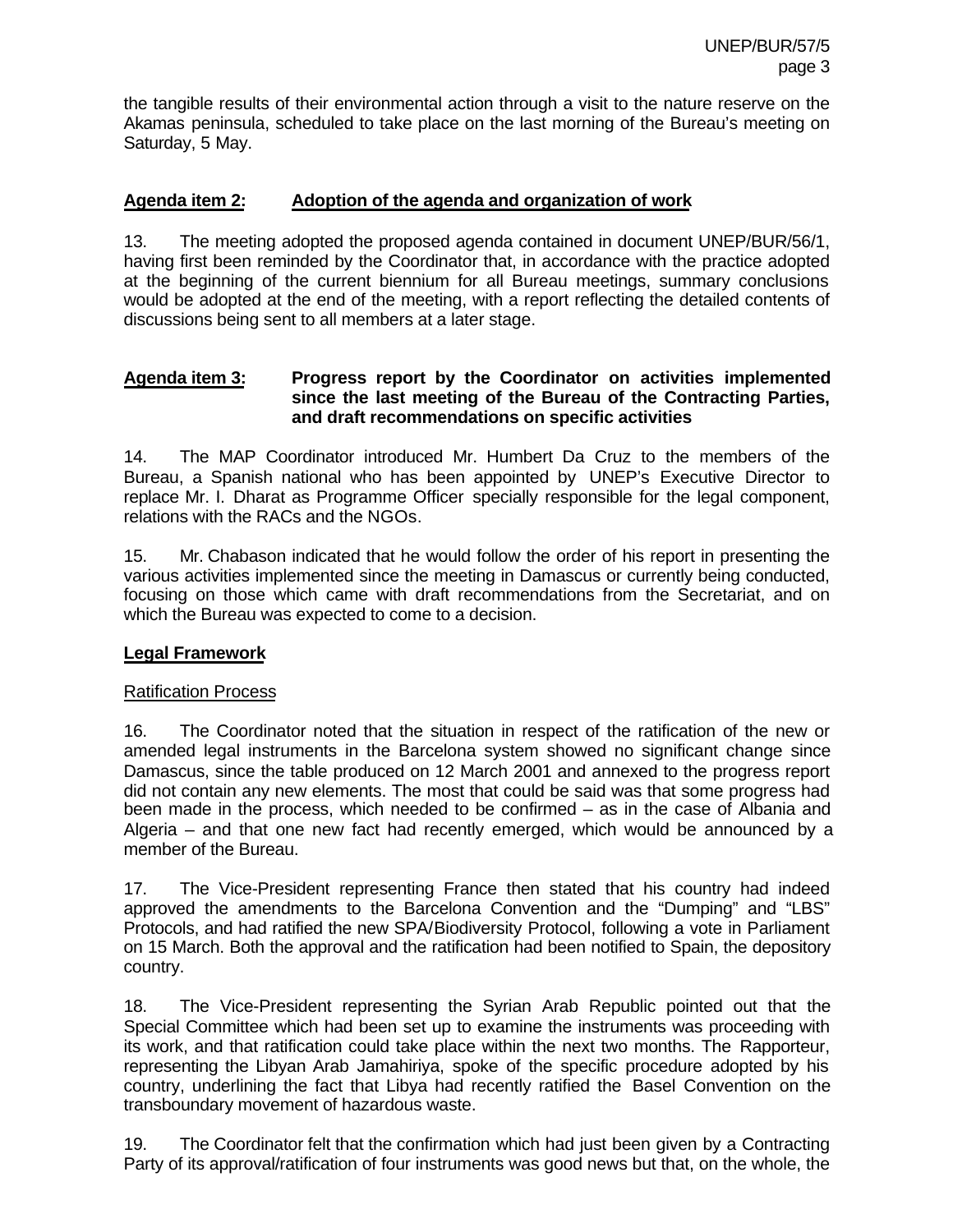the tangible results of their environmental action through a visit to the nature reserve on the Akamas peninsula, scheduled to take place on the last morning of the Bureau's meeting on Saturday, 5 May.

**Agenda item 2: Adoption of the agenda and organization of work**

13. The meeting adopted the proposed agenda contained in document UNEP/BUR/56/1, having first been reminded by the Coordinator that, in accordance with the practice adopted at the beginning of the current biennium for all Bureau meetings, summary conclusions would be adopted at the end of the meeting, with a report reflecting the detailed contents of discussions being sent to all members at a later stage.

**Agenda item 3: Progress report by the Coordinator on activities implemented since the last meeting of the Bureau of the Contracting Parties, and draft recommendations on specific activities**

14. The MAP Coordinator introduced Mr. Humbert Da Cruz to the members of the Bureau, a Spanish national who has been appointed by UNEP's Executive Director to replace Mr. I. Dharat as Programme Officer specially responsible for the legal component, relations with the RACs and the NGOs.

15. Mr. Chabason indicated that he would follow the order of his report in presenting the various activities implemented since the meeting in Damascus or currently being conducted, focusing on those which came with draft recommendations from the Secretariat, and on which the Bureau was expected to come to a decision.

**Legal Framework**

Ratification Process

16. The Coordinator noted that the situation in respect of the ratification of the new or amended legal instruments in the Barcelona system showed no significant change since Damascus, since the table produced on 12 March 2001 and annexed to the progress report did not contain any new elements. The most that could be said was that some progress had been made in the process, which needed to be confirmed – as in the case of Albania and Algeria – and that one new fact had recently emerged, which would be announced by a member of the Bureau.

17. The Vice-President representing France then stated that his country had indeed approved the amendments to the Barcelona Convention and the "Dumping" and "LBS" Protocols, and had ratified the new SPA/Biodiversity Protocol, following a vote in Parliament on 15 March. Both the approval and the ratification had been notified to Spain, the depository country.

18. The Vice-President representing the Syrian Arab Republic pointed out that the Special Committee which had been set up to examine the instruments was proceeding with its work, and that ratification could take place within the next two months. The Rapporteur, representing the Libyan Arab Jamahiriya, spoke of the specific procedure adopted by his country, underlining the fact that Libya had recently ratified the Basel Convention on the transboundary movement of hazardous waste.

19. The Coordinator felt that the confirmation which had just been given by a Contracting Party of its approval/ratification of four instruments was good news but that, on the whole, the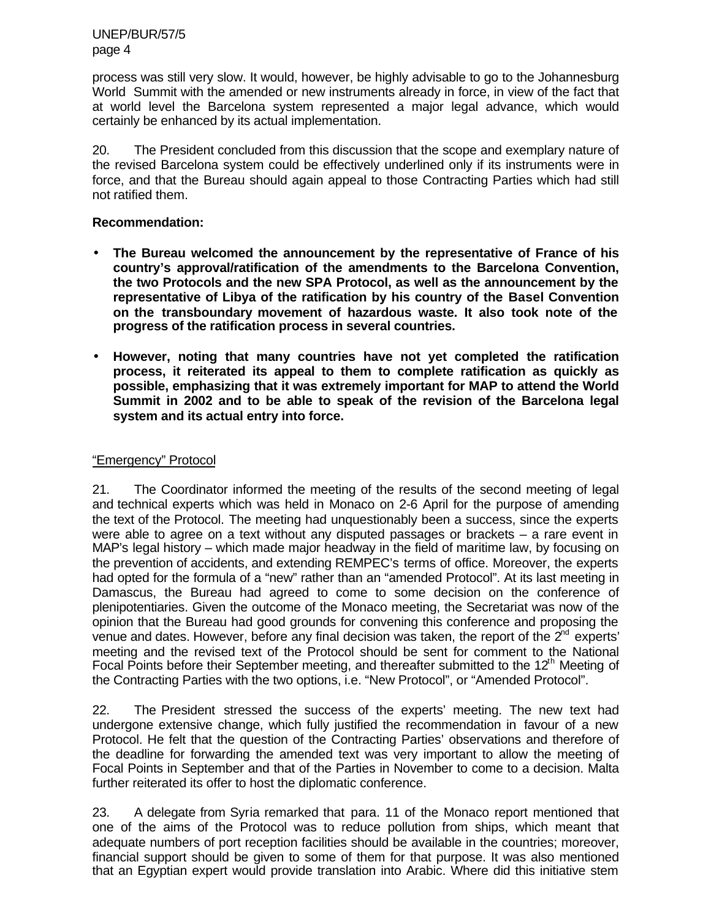process was still very slow. It would, however, be highly advisable to go to the Johannesburg World Summit with the amended or new instruments already in force, in view of the fact that at world level the Barcelona system represented a major legal advance, which would certainly be enhanced by its actual implementation.

20. The President concluded from this discussion that the scope and exemplary nature of the revised Barcelona system could be effectively underlined only if its instruments were in force, and that the Bureau should again appeal to those Contracting Parties which had still not ratified them.

**Recommendation:**

- **The Bureau welcomed the announcement by the representative of France of his country's approval/ratification of the amendments to the Barcelona Convention, the two Protocols and the new SPA Protocol, as well as the announcement by the representative of Libya of the ratification by his country of the Basel Convention on the transboundary movement of hazardous waste. It also took note of the progress of the ratification process in several countries.**

- **However, noting that many countries have not yet completed the ratification process, it reiterated its appeal to them to complete ratification as quickly as possible, emphasizing that it was extremely important for MAP to attend the World Summit in 2002 and to be able to speak of the revision of the Barcelona legal system and its actual entry into force.**

"Emergency" Protocol

21. The Coordinator informed the meeting of the results of the second meeting of legal and technical experts which was held in Monaco on 2-6 April for the purpose of amending the text of the Protocol. The meeting had unquestionably been a success, since the experts were able to agree on a text without any disputed passages or brackets – a rare event in MAP's legal history – which made major headway in the field of maritime law, by focusing on the prevention of accidents, and extending REMPEC's terms of office. Moreover, the experts had opted for the formula of a "new" rather than an "amended Protocol". At its last meeting in Damascus, the Bureau had agreed to come to some decision on the conference of plenipotentiaries. Given the outcome of the Monaco meeting, the Secretariat was now of the opinion that the Bureau had good grounds for convening this conference and proposing the venue and dates. However, before any final decision was taken, the report of the 2nd experts' meeting and the revised text of the Protocol should be sent for comment to the National Focal Points before their September meeting, and thereafter submitted to the 12th Meeting of the Contracting Parties with the two options, i.e. "New Protocol", or "Amended Protocol".

22. The President stressed the success of the experts' meeting. The new text had undergone extensive change, which fully justified the recommendation in favour of a new Protocol. He felt that the question of the Contracting Parties' observations and therefore of the deadline for forwarding the amended text was very important to allow the meeting of Focal Points in September and that of the Parties in November to come to a decision. Malta further reiterated its offer to host the diplomatic conference.

23. A delegate from Syria remarked that para. 11 of the Monaco report mentioned that one of the aims of the Protocol was to reduce pollution from ships, which meant that adequate numbers of port reception facilities should be available in the countries; moreover, financial support should be given to some of them for that purpose. It was also mentioned that an Egyptian expert would provide translation into Arabic. Where did this initiative stem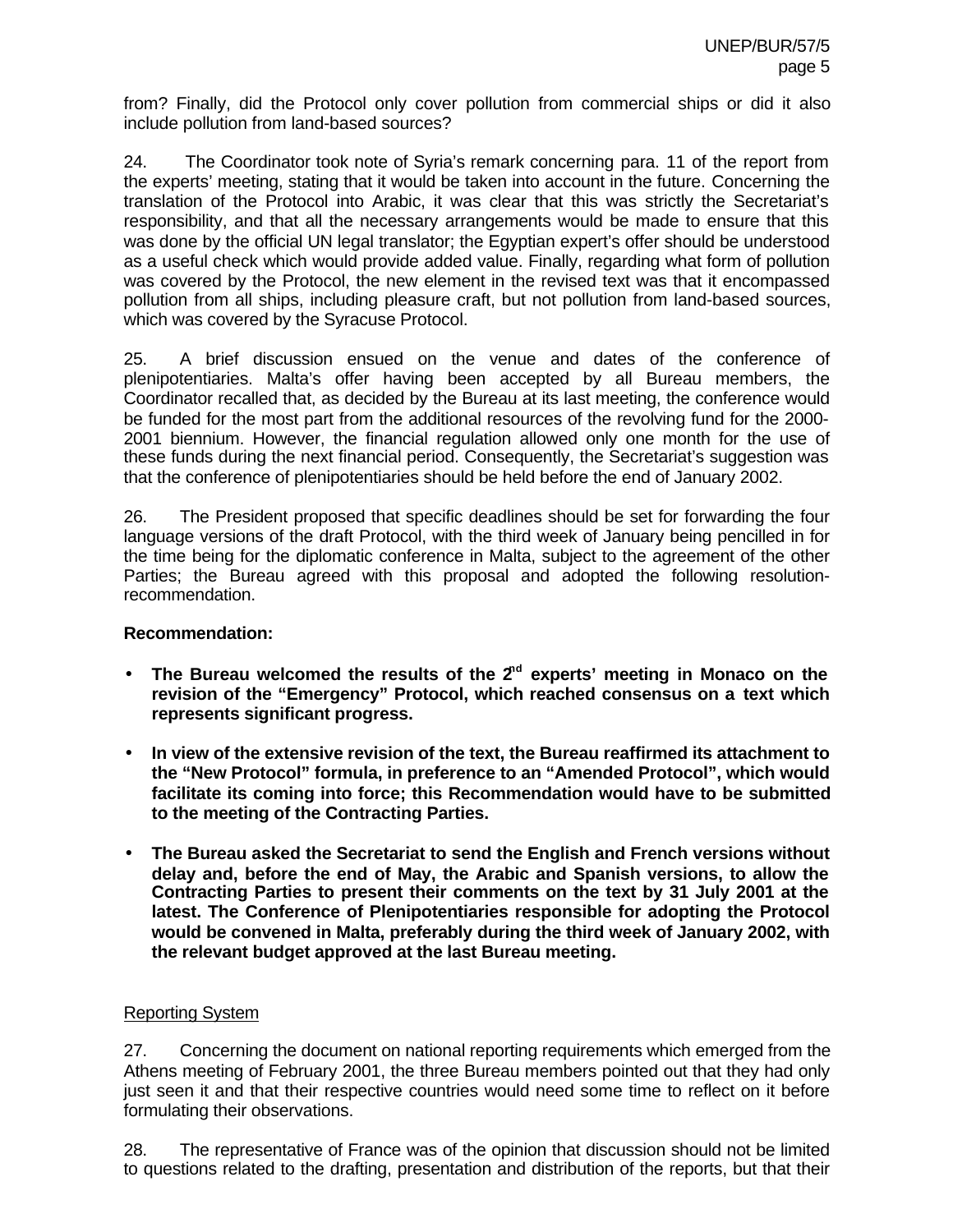from? Finally, did the Protocol only cover pollution from commercial ships or did it also include pollution from land-based sources?

24. The Coordinator took note of Syria's remark concerning para. 11 of the report from the experts' meeting, stating that it would be taken into account in the future. Concerning the translation of the Protocol into Arabic, it was clear that this was strictly the Secretariat's responsibility, and that all the necessary arrangements would be made to ensure that this was done by the official UN legal translator; the Egyptian expert's offer should be understood as a useful check which would provide added value. Finally, regarding what form of pollution was covered by the Protocol, the new element in the revised text was that it encompassed pollution from all ships, including pleasure craft, but not pollution from land-based sources, which was covered by the Syracuse Protocol.

25. A brief discussion ensued on the venue and dates of the conference of plenipotentiaries. Malta's offer having been accepted by all Bureau members, the Coordinator recalled that, as decided by the Bureau at its last meeting, the conference would be funded for the most part from the additional resources of the revolving fund for the 2000-2001 biennium. However, the financial regulation allowed only one month for the use of these funds during the next financial period. Consequently, the Secretariat's suggestion was that the conference of plenipotentiaries should be held before the end of January 2002.

26. The President proposed that specific deadlines should be set for forwarding the four language versions of the draft Protocol, with the third week of January being pencilled in for the time being for the diplomatic conference in Malta, subject to the agreement of the other Parties; the Bureau agreed with this proposal and adopted the following resolution-recommendation.

**Recommendation:**

- **The Bureau welcomed the results of the 2nd experts' meeting in Monaco on the revision of the "Emergency" Protocol, which reached consensus on a text which represents significant progress.**
- **In view of the extensive revision of the text, the Bureau reaffirmed its attachment to the "New Protocol" formula, in preference to an "Amended Protocol", which would facilitate its coming into force; this Recommendation would have to be submitted to the meeting of the Contracting Parties.**
- **The Bureau asked the Secretariat to send the English and French versions without delay and, before the end of May, the Arabic and Spanish versions, to allow the Contracting Parties to present their comments on the text by 31 July 2001 at the latest. The Conference of Plenipotentiaries responsible for adopting the Protocol would be convened in Malta, preferably during the third week of January 2002, with the relevant budget approved at the last Bureau meeting.**

Reporting System

27. Concerning the document on national reporting requirements which emerged from the Athens meeting of February 2001, the three Bureau members pointed out that they had only just seen it and that their respective countries would need some time to reflect on it before formulating their observations.

28. The representative of France was of the opinion that discussion should not be limited to questions related to the drafting, presentation and distribution of the reports, but that their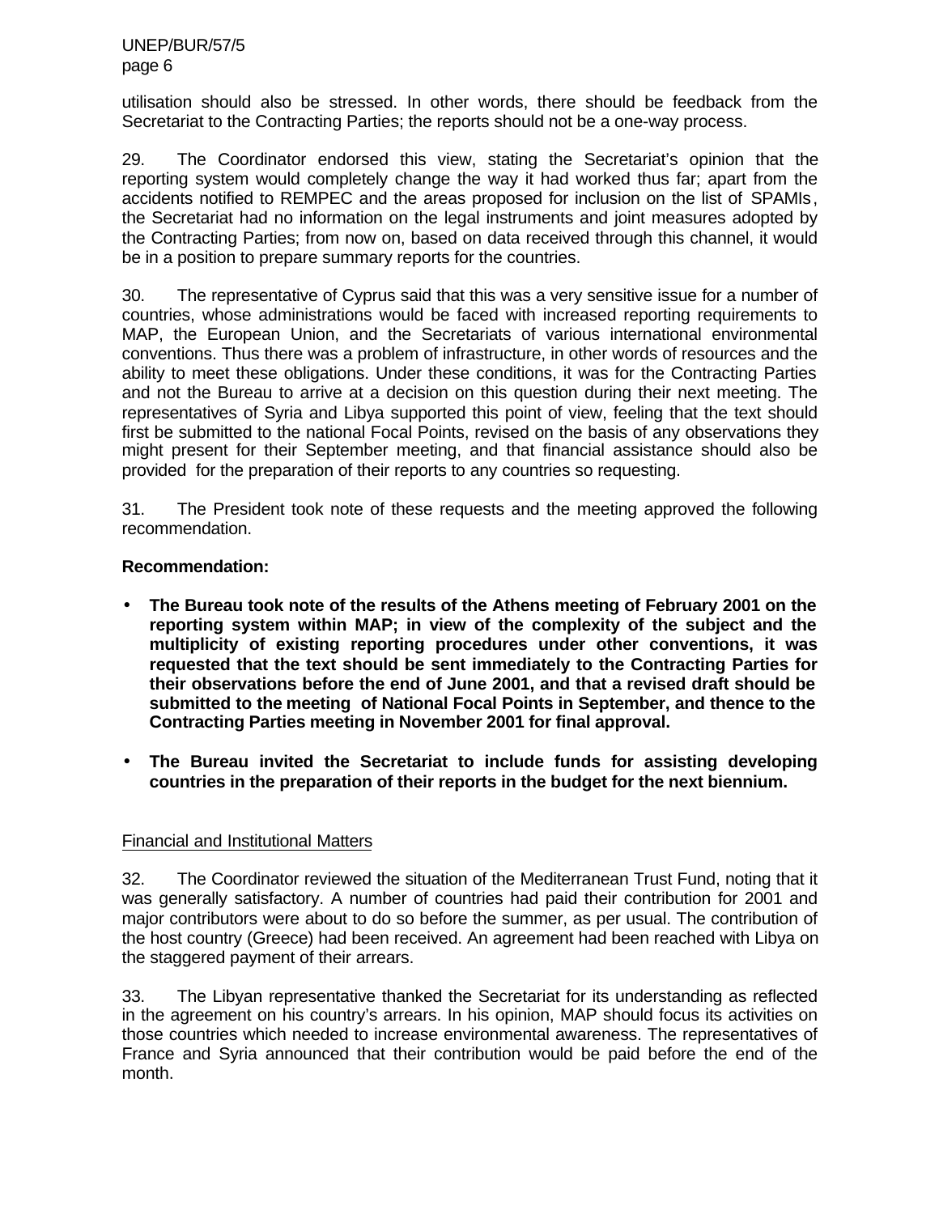utilisation should also be stressed. In other words, there should be feedback from the Secretariat to the Contracting Parties; the reports should not be a one-way process.

29. The Coordinator endorsed this view, stating the Secretariat's opinion that the reporting system would completely change the way it had worked thus far; apart from the accidents notified to REMPEC and the areas proposed for inclusion on the list of SPAMIs, the Secretariat had no information on the legal instruments and joint measures adopted by the Contracting Parties; from now on, based on data received through this channel, it would be in a position to prepare summary reports for the countries.

30. The representative of Cyprus said that this was a very sensitive issue for a number of countries, whose administrations would be faced with increased reporting requirements to MAP, the European Union, and the Secretariats of various international environmental conventions. Thus there was a problem of infrastructure, in other words of resources and the ability to meet these obligations. Under these conditions, it was for the Contracting Parties and not the Bureau to arrive at a decision on this question during their next meeting. The representatives of Syria and Libya supported this point of view, feeling that the text should first be submitted to the national Focal Points, revised on the basis of any observations they might present for their September meeting, and that financial assistance should also be provided for the preparation of their reports to any countries so requesting.

31. The President took note of these requests and the meeting approved the following recommendation.

**Recommendation:**

- **The Bureau took note of the results of the Athens meeting of February 2001 on the reporting system within MAP; in view of the complexity of the subject and the multiplicity of existing reporting procedures under other conventions, it was requested that the text should be sent immediately to the Contracting Parties for their observations before the end of June 2001, and that a revised draft should be submitted to the meeting of National Focal Points in September, and thence to the Contracting Parties meeting in November 2001 for final approval.**

- **The Bureau invited the Secretariat to include funds for assisting developing countries in the preparation of their reports in the budget for the next biennium.**

## Financial and Institutional Matters

32. The Coordinator reviewed the situation of the Mediterranean Trust Fund, noting that it was generally satisfactory. A number of countries had paid their contribution for 2001 and major contributors were about to do so before the summer, as per usual. The contribution of the host country (Greece) had been received. An agreement had been reached with Libya on the staggered payment of their arrears.

33. The Libyan representative thanked the Secretariat for its understanding as reflected in the agreement on his country's arrears. In his opinion, MAP should focus its activities on those countries which needed to increase environmental awareness. The representatives of France and Syria announced that their contribution would be paid before the end of the month.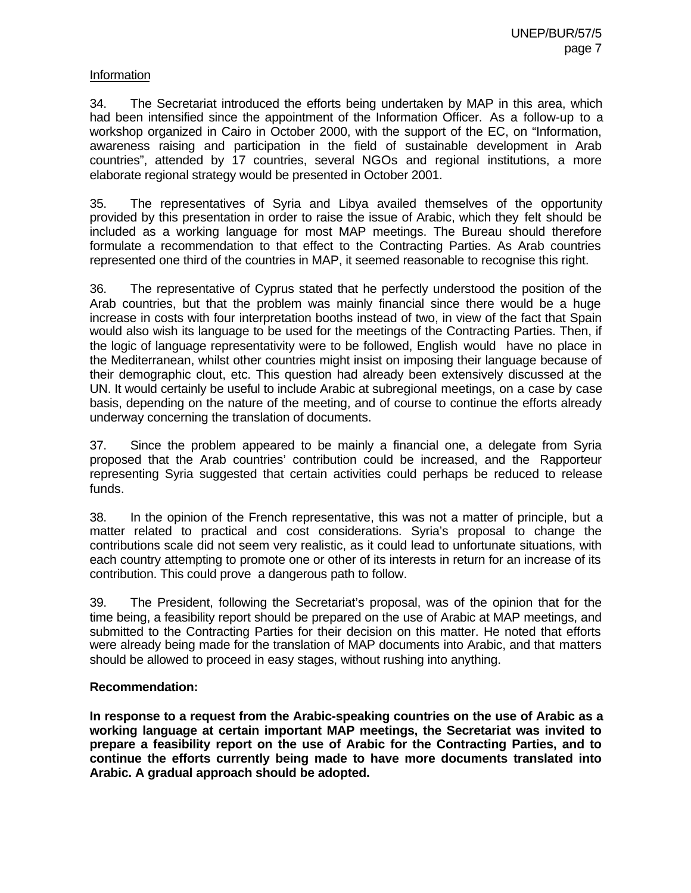Information

34. The Secretariat introduced the efforts being undertaken by MAP in this area, which had been intensified since the appointment of the Information Officer. As a follow-up to a workshop organized in Cairo in October 2000, with the support of the EC, on "Information, awareness raising and participation in the field of sustainable development in Arab countries", attended by 17 countries, several NGOs and regional institutions, a more elaborate regional strategy would be presented in October 2001.

35. The representatives of Syria and Libya availed themselves of the opportunity provided by this presentation in order to raise the issue of Arabic, which they felt should be included as a working language for most MAP meetings. The Bureau should therefore formulate a recommendation to that effect to the Contracting Parties. As Arab countries represented one third of the countries in MAP, it seemed reasonable to recognise this right.

36. The representative of Cyprus stated that he perfectly understood the position of the Arab countries, but that the problem was mainly financial since there would be a huge increase in costs with four interpretation booths instead of two, in view of the fact that Spain would also wish its language to be used for the meetings of the Contracting Parties. Then, if the logic of language representativity were to be followed, English would have no place in the Mediterranean, whilst other countries might insist on imposing their language because of their demographic clout, etc. This question had already been extensively discussed at the UN. It would certainly be useful to include Arabic at subregional meetings, on a case by case basis, depending on the nature of the meeting, and of course to continue the efforts already underway concerning the translation of documents.

37. Since the problem appeared to be mainly a financial one, a delegate from Syria proposed that the Arab countries' contribution could be increased, and the Rapporteur representing Syria suggested that certain activities could perhaps be reduced to release funds.

38. In the opinion of the French representative, this was not a matter of principle, but a matter related to practical and cost considerations. Syria's proposal to change the contributions scale did not seem very realistic, as it could lead to unfortunate situations, with each country attempting to promote one or other of its interests in return for an increase of its contribution. This could prove a dangerous path to follow.

39. The President, following the Secretariat's proposal, was of the opinion that for the time being, a feasibility report should be prepared on the use of Arabic at MAP meetings, and submitted to the Contracting Parties for their decision on this matter. He noted that efforts were already being made for the translation of MAP documents into Arabic, and that matters should be allowed to proceed in easy stages, without rushing into anything.

**Recommendation:**

**In response to a request from the Arabic-speaking countries on the use of Arabic as a working language at certain important MAP meetings, the Secretariat was invited to prepare a feasibility report on the use of Arabic for the Contracting Parties, and to continue the efforts currently being made to have more documents translated into Arabic. A gradual approach should be adopted.**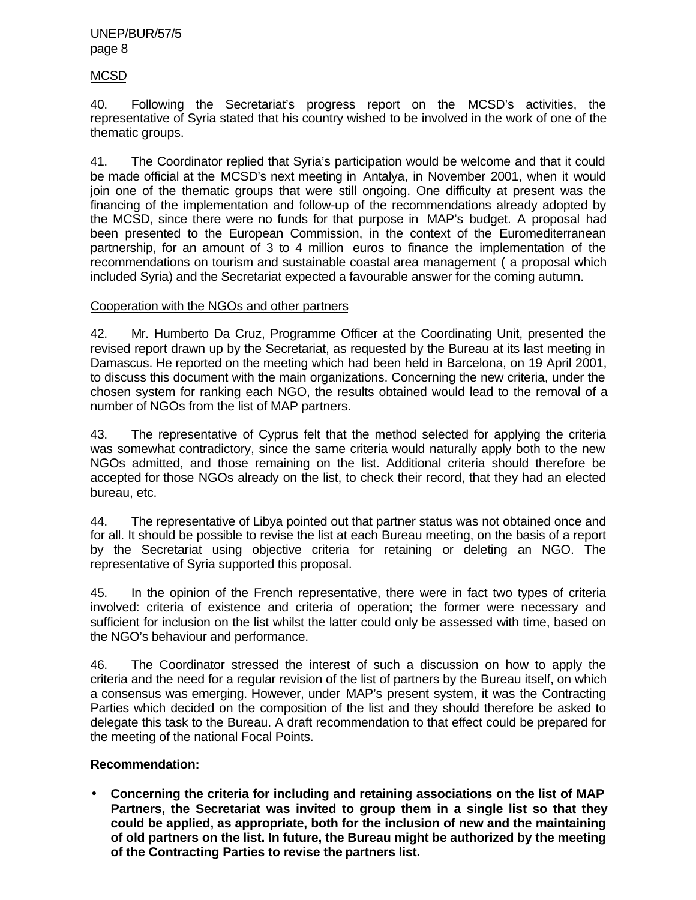MCSD

40. Following the Secretariat's progress report on the MCSD's activities, the representative of Syria stated that his country wished to be involved in the work of one of the thematic groups.

41. The Coordinator replied that Syria's participation would be welcome and that it could be made official at the MCSD's next meeting in Antalya, in November 2001, when it would join one of the thematic groups that were still ongoing. One difficulty at present was the financing of the implementation and follow-up of the recommendations already adopted by the MCSD, since there were no funds for that purpose in MAP's budget. A proposal had been presented to the European Commission, in the context of the Euromediterranean partnership, for an amount of 3 to 4 million euros to finance the implementation of the recommendations on tourism and sustainable coastal area management ( a proposal which included Syria) and the Secretariat expected a favourable answer for the coming autumn.

Cooperation with the NGOs and other partners

42. Mr. Humberto Da Cruz, Programme Officer at the Coordinating Unit, presented the revised report drawn up by the Secretariat, as requested by the Bureau at its last meeting in Damascus. He reported on the meeting which had been held in Barcelona, on 19 April 2001, to discuss this document with the main organizations. Concerning the new criteria, under the chosen system for ranking each NGO, the results obtained would lead to the removal of a number of NGOs from the list of MAP partners.

43. The representative of Cyprus felt that the method selected for applying the criteria was somewhat contradictory, since the same criteria would naturally apply both to the new NGOs admitted, and those remaining on the list. Additional criteria should therefore be accepted for those NGOs already on the list, to check their record, that they had an elected bureau, etc.

44. The representative of Libya pointed out that partner status was not obtained once and for all. It should be possible to revise the list at each Bureau meeting, on the basis of a report by the Secretariat using objective criteria for retaining or deleting an NGO. The representative of Syria supported this proposal.

45. In the opinion of the French representative, there were in fact two types of criteria involved: criteria of existence and criteria of operation; the former were necessary and sufficient for inclusion on the list whilst the latter could only be assessed with time, based on the NGO's behaviour and performance.

46. The Coordinator stressed the interest of such a discussion on how to apply the criteria and the need for a regular revision of the list of partners by the Bureau itself, on which a consensus was emerging. However, under MAP's present system, it was the Contracting Parties which decided on the composition of the list and they should therefore be asked to delegate this task to the Bureau. A draft recommendation to that effect could be prepared for the meeting of the national Focal Points.

**Recommendation:**

- **Concerning the criteria for including and retaining associations on the list of MAP Partners, the Secretariat was invited to group them in a single list so that they could be applied, as appropriate, both for the inclusion of new and the maintaining of old partners on the list. In future, the Bureau might be authorized by the meeting of the Contracting Parties to revise the partners list.**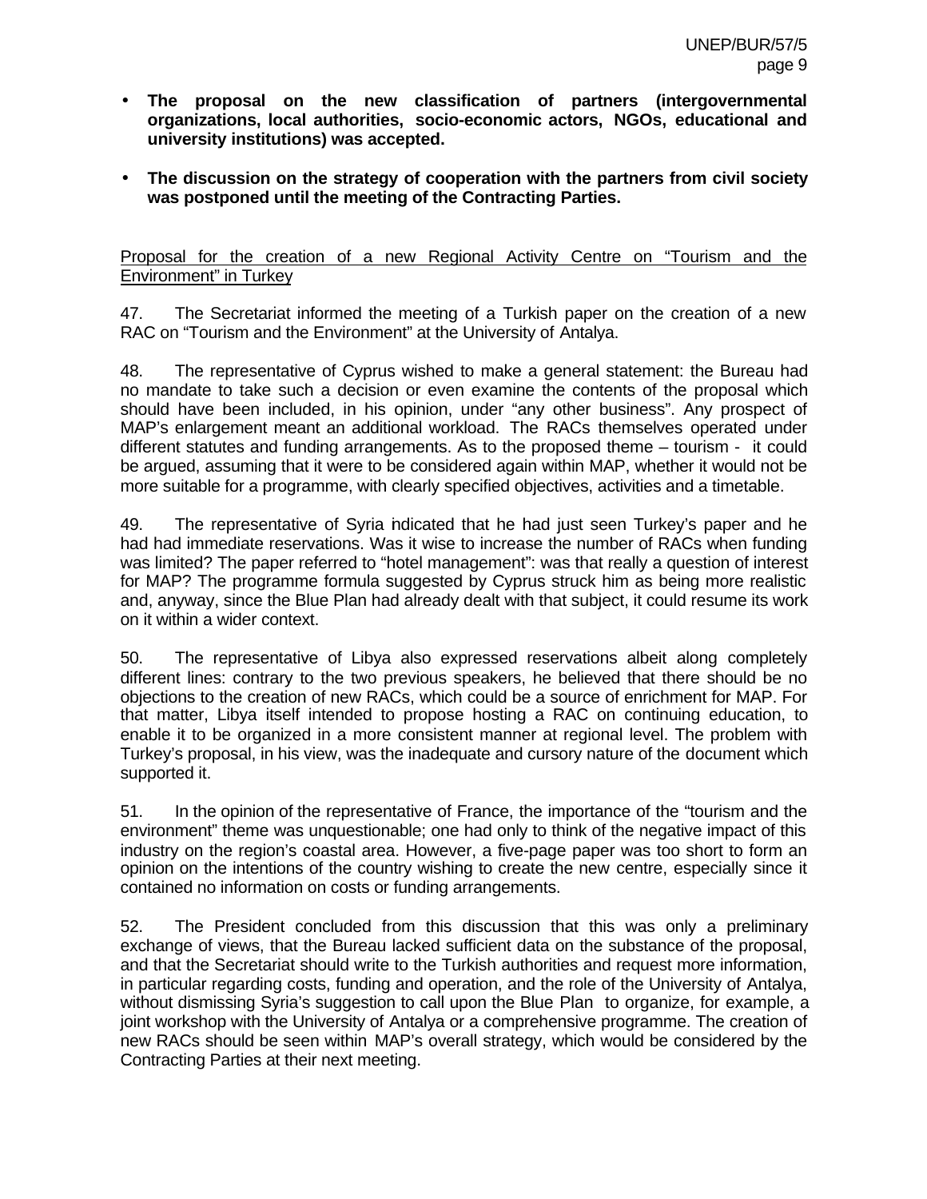- **The proposal on the new classification of partners (intergovernmental organizations, local authorities, socio-economic actors, NGOs, educational and university institutions) was accepted.**

- **The discussion on the strategy of cooperation with the partners from civil society was postponed until the meeting of the Contracting Parties.**

<u>Proposal for the creation of a new Regional Activity Centre on "Tourism and the Environment" in Turkey</u>

47. The Secretariat informed the meeting of a Turkish paper on the creation of a new RAC on "Tourism and the Environment" at the University of Antalya.

48. The representative of Cyprus wished to make a general statement: the Bureau had no mandate to take such a decision or even examine the contents of the proposal which should have been included, in his opinion, under "any other business". Any prospect of MAP's enlargement meant an additional workload. The RACs themselves operated under different statutes and funding arrangements. As to the proposed theme – tourism - it could be argued, assuming that it were to be considered again within MAP, whether it would not be more suitable for a programme, with clearly specified objectives, activities and a timetable.

49. The representative of Syria indicated that he had just seen Turkey's paper and he had had immediate reservations. Was it wise to increase the number of RACs when funding was limited? The paper referred to "hotel management": was that really a question of interest for MAP? The programme formula suggested by Cyprus struck him as being more realistic and, anyway, since the Blue Plan had already dealt with that subject, it could resume its work on it within a wider context.

50. The representative of Libya also expressed reservations albeit along completely different lines: contrary to the two previous speakers, he believed that there should be no objections to the creation of new RACs, which could be a source of enrichment for MAP. For that matter, Libya itself intended to propose hosting a RAC on continuing education, to enable it to be organized in a more consistent manner at regional level. The problem with Turkey's proposal, in his view, was the inadequate and cursory nature of the document which supported it.

51. In the opinion of the representative of France, the importance of the "tourism and the environment" theme was unquestionable; one had only to think of the negative impact of this industry on the region's coastal area. However, a five-page paper was too short to form an opinion on the intentions of the country wishing to create the new centre, especially since it contained no information on costs or funding arrangements.

52. The President concluded from this discussion that this was only a preliminary exchange of views, that the Bureau lacked sufficient data on the substance of the proposal, and that the Secretariat should write to the Turkish authorities and request more information, in particular regarding costs, funding and operation, and the role of the University of Antalya, without dismissing Syria's suggestion to call upon the Blue Plan to organize, for example, a joint workshop with the University of Antalya or a comprehensive programme. The creation of new RACs should be seen within MAP's overall strategy, which would be considered by the Contracting Parties at their next meeting.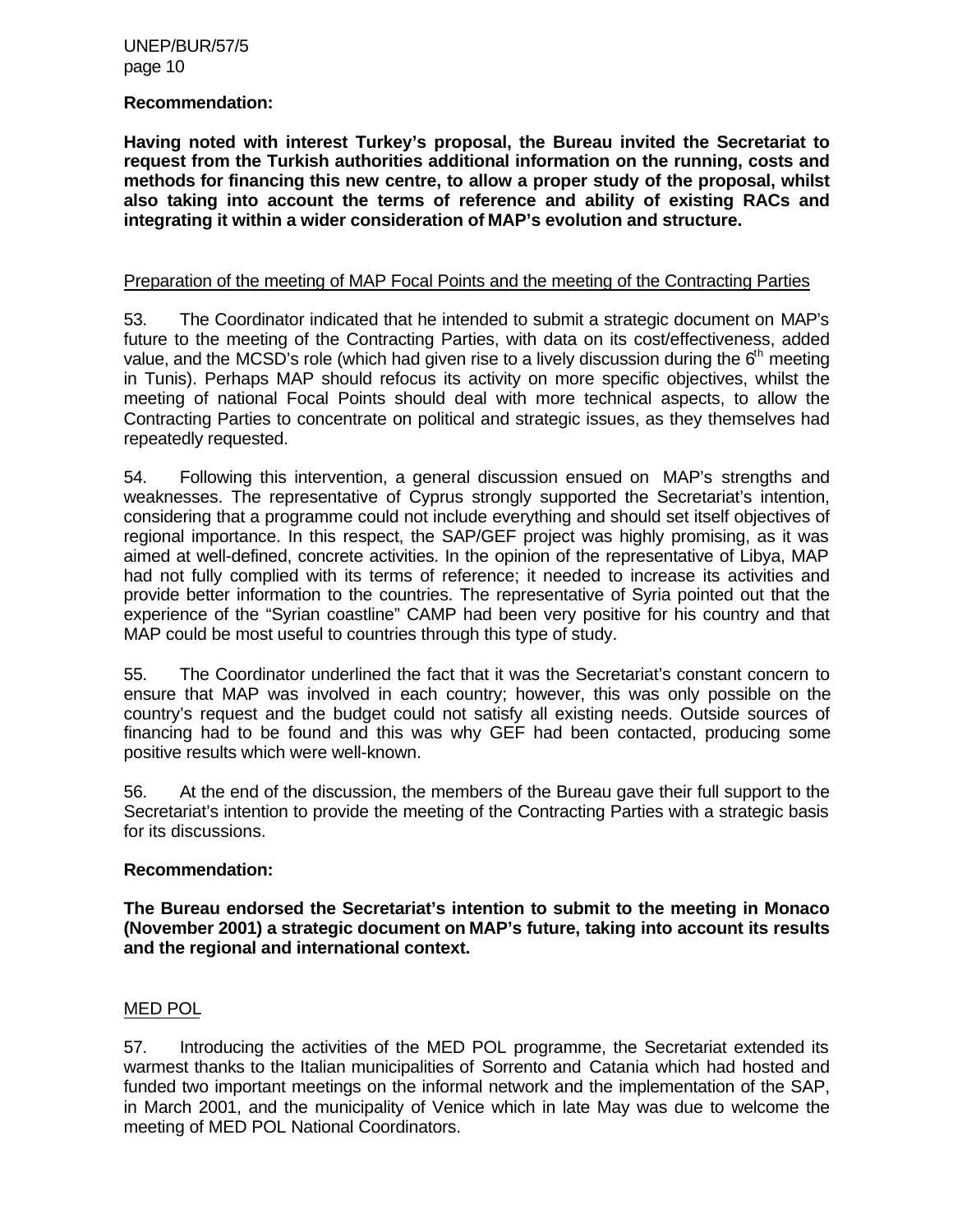**Recommendation:**

**Having noted with interest Turkey's proposal, the Bureau invited the Secretariat to request from the Turkish authorities additional information on the running, costs and methods for financing this new centre, to allow a proper study of the proposal, whilst also taking into account the terms of reference and ability of existing RACs and integrating it within a wider consideration of MAP's evolution and structure.**

Preparation of the meeting of MAP Focal Points and the meeting of the Contracting Parties

53. The Coordinator indicated that he intended to submit a strategic document on MAP's future to the meeting of the Contracting Parties, with data on its cost/effectiveness, added value, and the MCSD's role (which had given rise to a lively discussion during the 6th meeting in Tunis). Perhaps MAP should refocus its activity on more specific objectives, whilst the meeting of national Focal Points should deal with more technical aspects, to allow the Contracting Parties to concentrate on political and strategic issues, as they themselves had repeatedly requested.

54. Following this intervention, a general discussion ensued on MAP's strengths and weaknesses. The representative of Cyprus strongly supported the Secretariat's intention, considering that a programme could not include everything and should set itself objectives of regional importance. In this respect, the SAP/GEF project was highly promising, as it was aimed at well-defined, concrete activities. In the opinion of the representative of Libya, MAP had not fully complied with its terms of reference; it needed to increase its activities and provide better information to the countries. The representative of Syria pointed out that the experience of the "Syrian coastline" CAMP had been very positive for his country and that MAP could be most useful to countries through this type of study.

55. The Coordinator underlined the fact that it was the Secretariat's constant concern to ensure that MAP was involved in each country; however, this was only possible on the country's request and the budget could not satisfy all existing needs. Outside sources of financing had to be found and this was why GEF had been contacted, producing some positive results which were well-known.

56. At the end of the discussion, the members of the Bureau gave their full support to the Secretariat's intention to provide the meeting of the Contracting Parties with a strategic basis for its discussions.

**Recommendation:**

**The Bureau endorsed the Secretariat's intention to submit to the meeting in Monaco (November 2001) a strategic document on MAP's future, taking into account its results and the regional and international context.**

MED POL

57. Introducing the activities of the MED POL programme, the Secretariat extended its warmest thanks to the Italian municipalities of Sorrento and Catania which had hosted and funded two important meetings on the informal network and the implementation of the SAP, in March 2001, and the municipality of Venice which in late May was due to welcome the meeting of MED POL National Coordinators.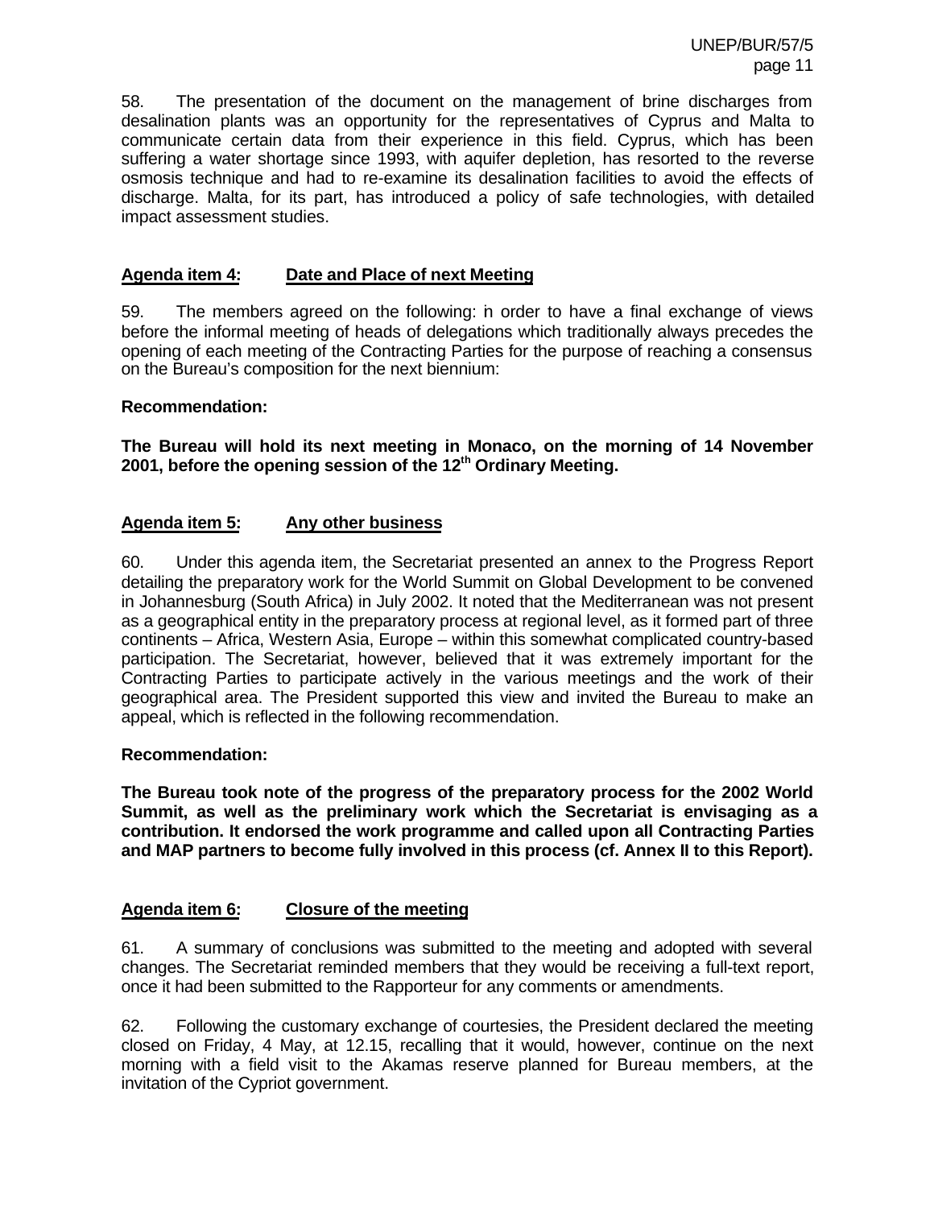58. The presentation of the document on the management of brine discharges from desalination plants was an opportunity for the representatives of Cyprus and Malta to communicate certain data from their experience in this field. Cyprus, which has been suffering a water shortage since 1993, with aquifer depletion, has resorted to the reverse osmosis technique and had to re-examine its desalination facilities to avoid the effects of discharge. Malta, for its part, has introduced a policy of safe technologies, with detailed impact assessment studies.

## Agenda item 4: Date and Place of next Meeting

59. The members agreed on the following: in order to have a final exchange of views before the informal meeting of heads of delegations which traditionally always precedes the opening of each meeting of the Contracting Parties for the purpose of reaching a consensus on the Bureau's composition for the next biennium:

**Recommendation:**

**The Bureau will hold its next meeting in Monaco, on the morning of 14 November 2001, before the opening session of the 12th Ordinary Meeting.**

## Agenda item 5: Any other business

60. Under this agenda item, the Secretariat presented an annex to the Progress Report detailing the preparatory work for the World Summit on Global Development to be convened in Johannesburg (South Africa) in July 2002. It noted that the Mediterranean was not present as a geographical entity in the preparatory process at regional level, as it formed part of three continents – Africa, Western Asia, Europe – within this somewhat complicated country-based participation. The Secretariat, however, believed that it was extremely important for the Contracting Parties to participate actively in the various meetings and the work of their geographical area. The President supported this view and invited the Bureau to make an appeal, which is reflected in the following recommendation.

**Recommendation:**

**The Bureau took note of the progress of the preparatory process for the 2002 World Summit, as well as the preliminary work which the Secretariat is envisaging as a contribution. It endorsed the work programme and called upon all Contracting Parties and MAP partners to become fully involved in this process (cf. Annex II to this Report).**

## Agenda item 6: Closure of the meeting

61. A summary of conclusions was submitted to the meeting and adopted with several changes. The Secretariat reminded members that they would be receiving a full-text report, once it had been submitted to the Rapporteur for any comments or amendments.

62. Following the customary exchange of courtesies, the President declared the meeting closed on Friday, 4 May, at 12.15, recalling that it would, however, continue on the next morning with a field visit to the Akamas reserve planned for Bureau members, at the invitation of the Cypriot government.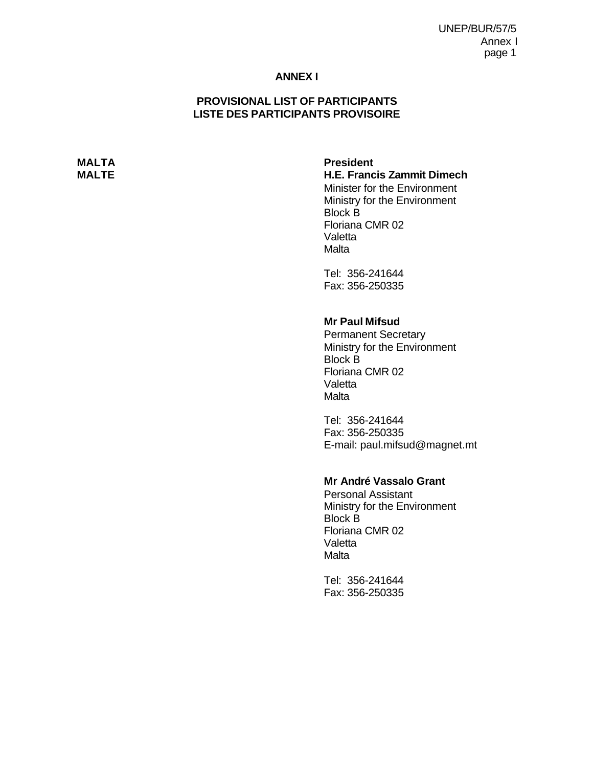# ANNEX I

## PROVISIONAL LIST OF PARTICIPANTS
## LISTE DES PARTICIPANTS PROVISOIRE

**MALTA**
**MALTE**

**President**
**H.E. Francis Zammit Dimech**
Minister for the Environment
Ministry for the Environment
Block B
Floriana CMR 02
Valetta
Malta

Tel: 356-241644
Fax: 356-250335

**Mr Paul Mifsud**
Permanent Secretary
Ministry for the Environment
Block B
Floriana CMR 02
Valetta
Malta

Tel: 356-241644
Fax: 356-250335
E-mail: paul.mifsud@magnet.mt

**Mr André Vassalo Grant**
Personal Assistant
Ministry for the Environment
Block B
Floriana CMR 02
Valetta
Malta

Tel: 356-241644
Fax: 356-250335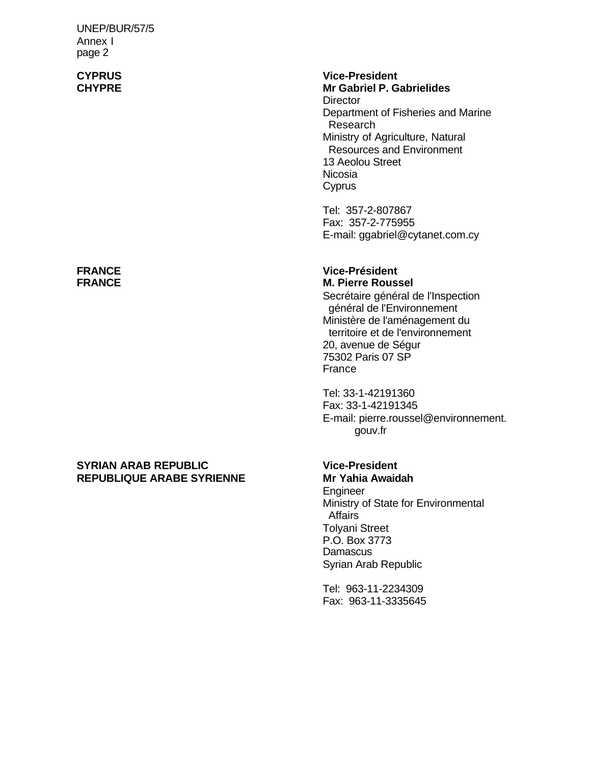**CYPRUS**
**CHYPRE**

**Vice-President**
**Mr Gabriel P. Gabrielides**
Director
Department of Fisheries and Marine Research
Ministry of Agriculture, Natural Resources and Environment
13 Aeolou Street
Nicosia
Cyprus

Tel: 357-2-807867
Fax: 357-2-775955
E-mail: ggabriel@cytanet.com.cy

**FRANCE**
**FRANCE**

**Vice-Président**
**M. Pierre Roussel**
Secrétaire général de l'Inspection général de l'Environnement
Ministère de l'aménagement du territoire et de l'environnement
20, avenue de Ségur
75302 Paris 07 SP
France

Tel: 33-1-42191360
Fax: 33-1-42191345
E-mail: pierre.roussel@environnement.gouv.fr

**SYRIAN ARAB REPUBLIC**
**REPUBLIQUE ARABE SYRIENNE**

**Vice-President**
**Mr Yahia Awaidah**
Engineer
Ministry of State for Environmental Affairs
Tolyani Street
P.O. Box 3773
Damascus
Syrian Arab Republic

Tel: 963-11-2234309
Fax: 963-11-3335645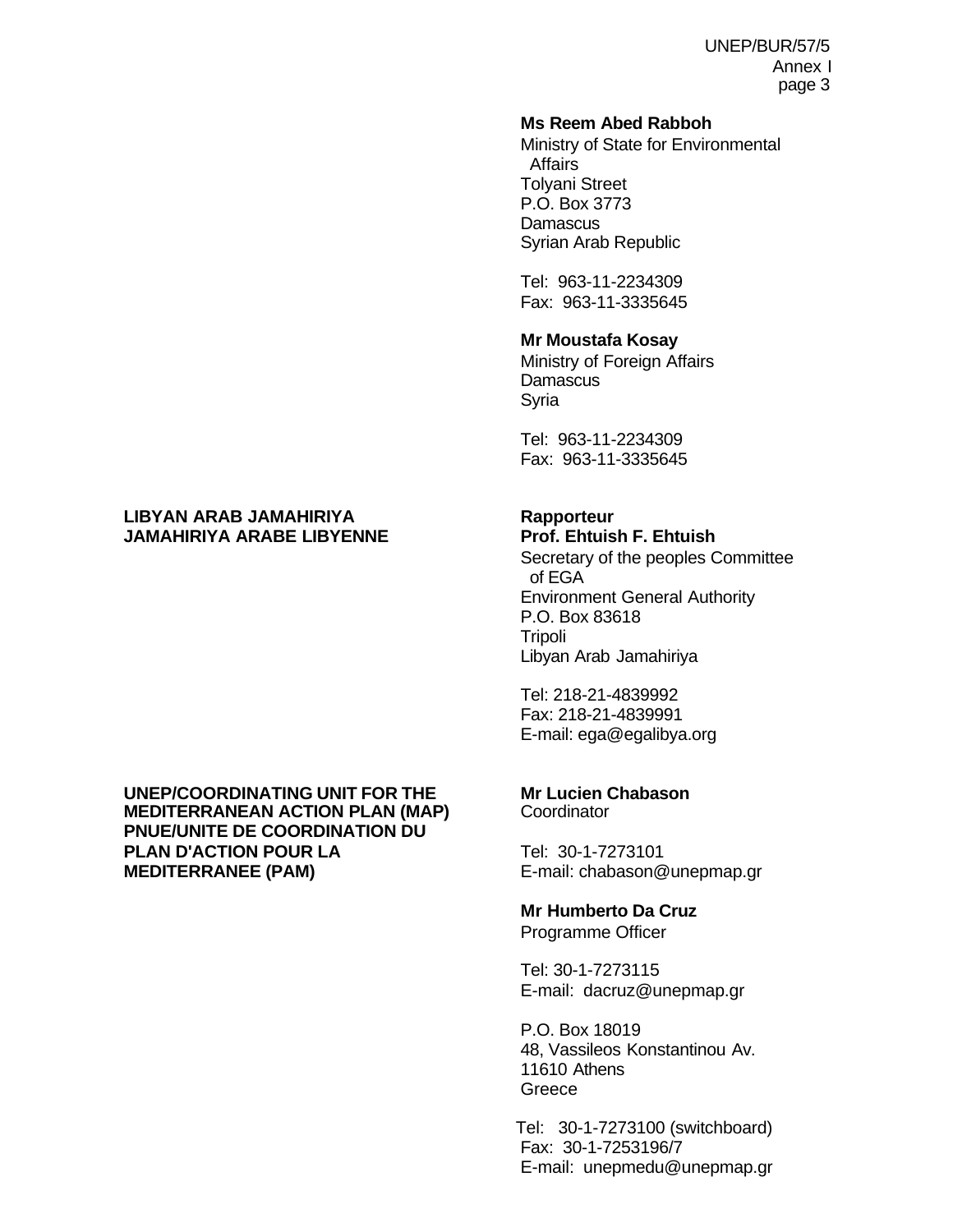**Ms Reem Abed Rabboh**
Ministry of State for Environmental Affairs
Tolyani Street
P.O. Box 3773
Damascus
Syrian Arab Republic

Tel: 963-11-2234309
Fax: 963-11-3335645

**Mr Moustafa Kosay**
Ministry of Foreign Affairs
Damascus
Syria

Tel: 963-11-2234309
Fax: 963-11-3335645

**LIBYAN ARAB JAMAHIRIYA**
**JAMAHIRIYA ARABE LIBYENNE**

**Rapporteur**
**Prof. Ehtuish F. Ehtuish**
Secretary of the peoples Committee of EGA
Environment General Authority
P.O. Box 83618
Tripoli
Libyan Arab Jamahiriya

Tel: 218-21-4839992
Fax: 218-21-4839991
E-mail: ega@egalibya.org

**UNEP/COORDINATING UNIT FOR THE MEDITERRANEAN ACTION PLAN (MAP)**
**PNUE/UNITE DE COORDINATION DU PLAN D'ACTION POUR LA MEDITERRANEE (PAM)**

**Mr Lucien Chabason**
Coordinator

Tel: 30-1-7273101
E-mail: chabason@unepmap.gr

**Mr Humberto Da Cruz**
Programme Officer

Tel: 30-1-7273115
E-mail: dacruz@unepmap.gr

P.O. Box 18019
48, Vassileos Konstantinou Av.
11610 Athens
Greece

Tel: 30-1-7273100 (switchboard)
Fax: 30-1-7253196/7
E-mail: unepmedu@unepmap.gr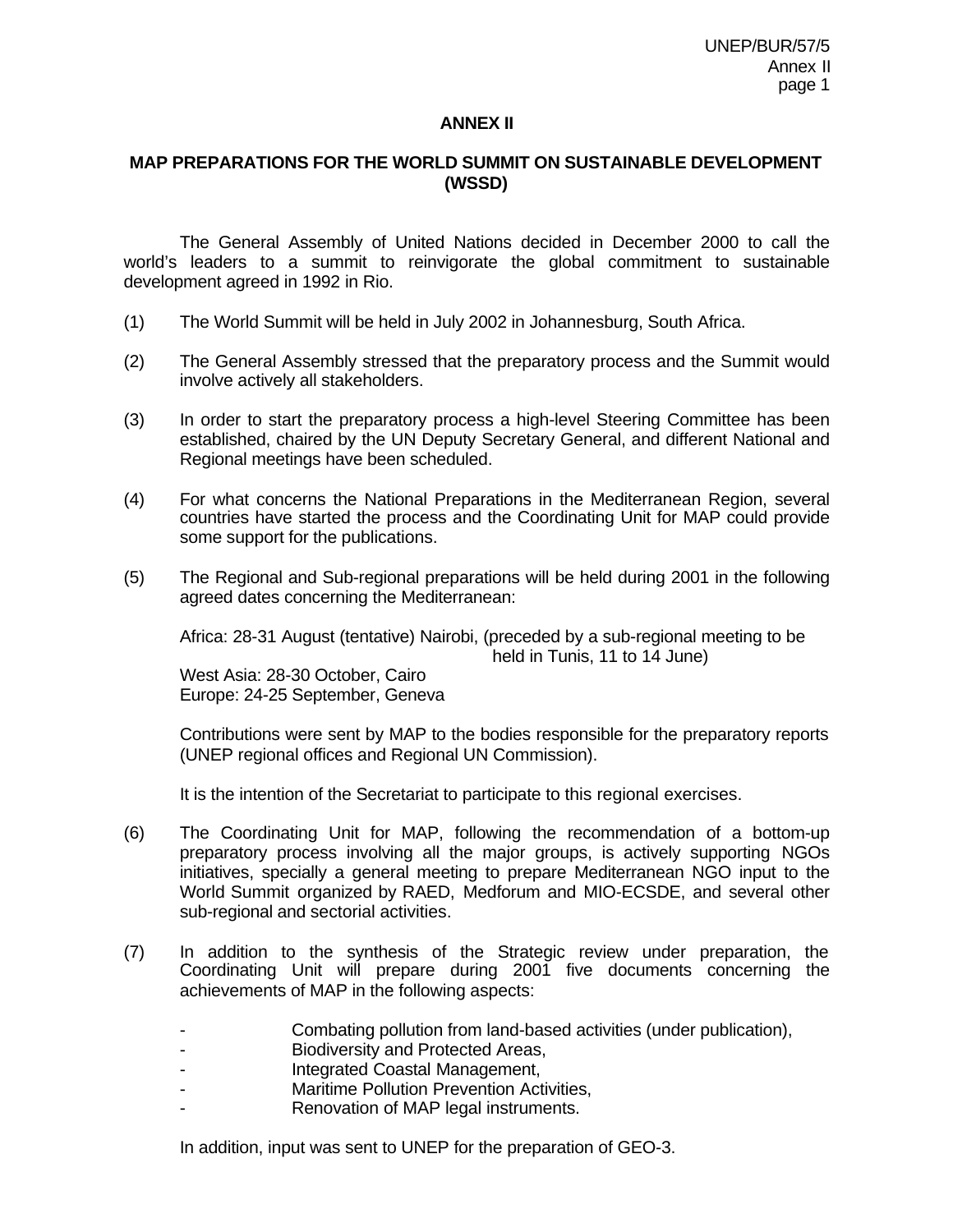# ANNEX II

## MAP PREPARATIONS FOR THE WORLD SUMMIT ON SUSTAINABLE DEVELOPMENT (WSSD)

The General Assembly of United Nations decided in December 2000 to call the world's leaders to a summit to reinvigorate the global commitment to sustainable development agreed in 1992 in Rio.

(1) The World Summit will be held in July 2002 in Johannesburg, South Africa.

(2) The General Assembly stressed that the preparatory process and the Summit would involve actively all stakeholders.

(3) In order to start the preparatory process a high-level Steering Committee has been established, chaired by the UN Deputy Secretary General, and different National and Regional meetings have been scheduled.

(4) For what concerns the National Preparations in the Mediterranean Region, several countries have started the process and the Coordinating Unit for MAP could provide some support for the publications.

(5) The Regional and Sub-regional preparations will be held during 2001 in the following agreed dates concerning the Mediterranean:

Africa: 28-31 August (tentative) Nairobi, (preceded by a sub-regional meeting to be held in Tunis, 11 to 14 June)
West Asia: 28-30 October, Cairo
Europe: 24-25 September, Geneva

Contributions were sent by MAP to the bodies responsible for the preparatory reports (UNEP regional offices and Regional UN Commission).

It is the intention of the Secretariat to participate to this regional exercises.

(6) The Coordinating Unit for MAP, following the recommendation of a bottom-up preparatory process involving all the major groups, is actively supporting NGOs initiatives, specially a general meeting to prepare Mediterranean NGO input to the World Summit organized by RAED, Medforum and MIO-ECSDE, and several other sub-regional and sectorial activities.

(7) In addition to the synthesis of the Strategic review under preparation, the Coordinating Unit will prepare during 2001 five documents concerning the achievements of MAP in the following aspects:

- Combating pollution from land-based activities (under publication),
- Biodiversity and Protected Areas,
- Integrated Coastal Management,
- Maritime Pollution Prevention Activities,
- Renovation of MAP legal instruments.

In addition, input was sent to UNEP for the preparation of GEO-3.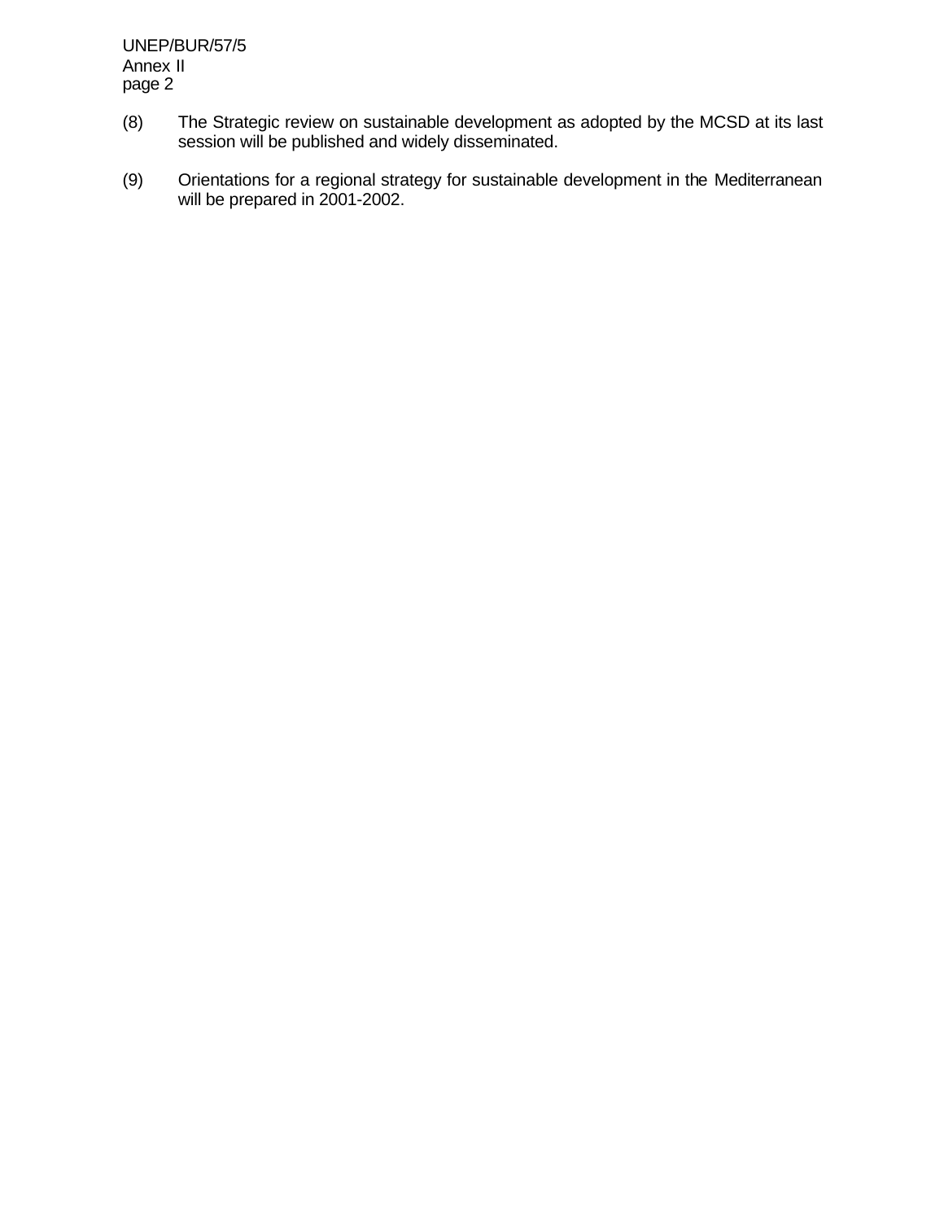(8) The Strategic review on sustainable development as adopted by the MCSD at its last session will be published and widely disseminated.

(9) Orientations for a regional strategy for sustainable development in the Mediterranean will be prepared in 2001-2002.